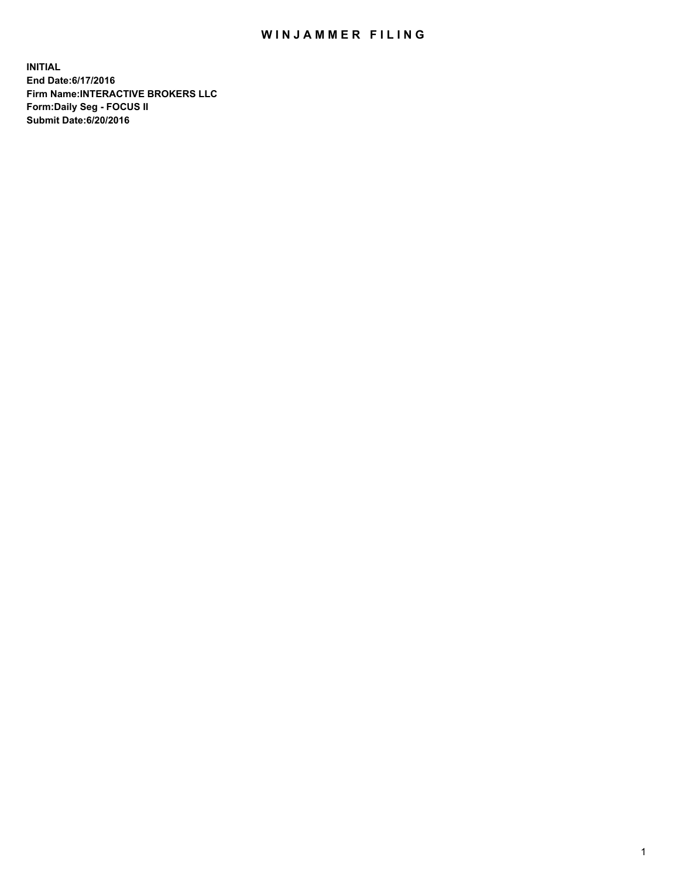# WINJAMMER FILING

**INITIAL**
**End Date:6/17/2016**
**Firm Name:INTERACTIVE BROKERS LLC**
**Form:Daily Seg - FOCUS II**
**Submit Date:6/20/2016**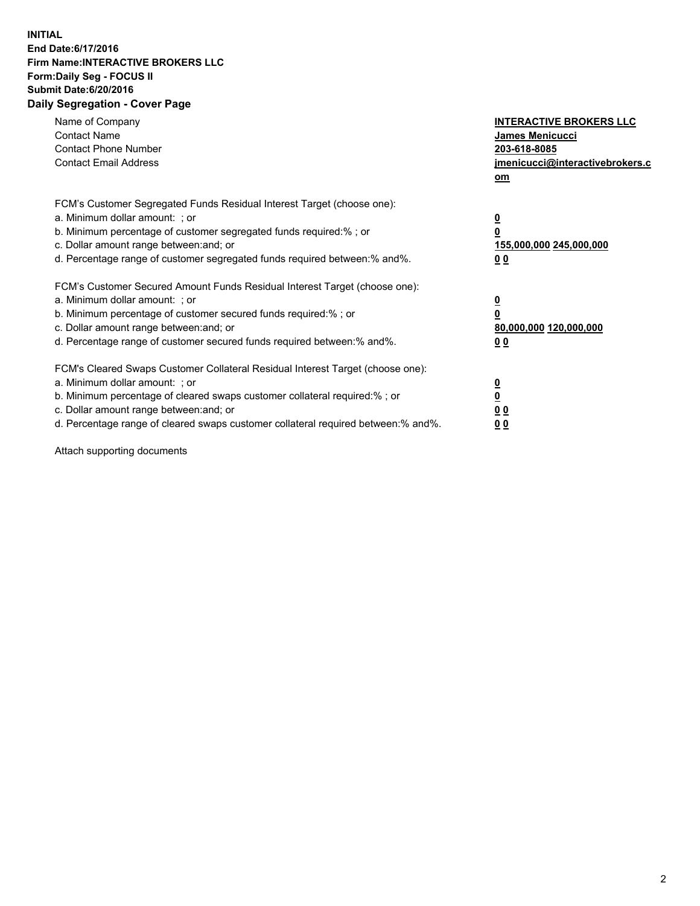**INITIAL**
**End Date:6/17/2016**
**Firm Name:INTERACTIVE BROKERS LLC**
**Form:Daily Seg - FOCUS II**
**Submit Date:6/20/2016**

**Daily Segregation - Cover Page**

| | |
|---|---|
| Name of Company | **INTERACTIVE BROKERS LLC** |
| Contact Name | **James Menicucci** |
| Contact Phone Number | **203-618-8085** |
| Contact Email Address | **jmenicucci@interactivebrokers.com** |

FCM's Customer Segregated Funds Residual Interest Target (choose one):

| | |
|---|---|
| a. Minimum dollar amount: ; or | **0** |
| b. Minimum percentage of customer segregated funds required:% ; or | **0** |
| c. Dollar amount range between:and; or | **155,000,000 245,000,000** |
| d. Percentage range of customer segregated funds required between:% and%. | **0 0** |

FCM's Customer Secured Amount Funds Residual Interest Target (choose one):

| | |
|---|---|
| a. Minimum dollar amount: ; or | **0** |
| b. Minimum percentage of customer secured funds required:% ; or | **0** |
| c. Dollar amount range between:and; or | **80,000,000 120,000,000** |
| d. Percentage range of customer secured funds required between:% and%. | **0 0** |

FCM's Cleared Swaps Customer Collateral Residual Interest Target (choose one):

| | |
|---|---|
| a. Minimum dollar amount: ; or | **0** |
| b. Minimum percentage of cleared swaps customer collateral required:% ; or | **0** |
| c. Dollar amount range between:and; or | **0 0** |
| d. Percentage range of cleared swaps customer collateral required between:% and%. | **0 0** |

Attach supporting documents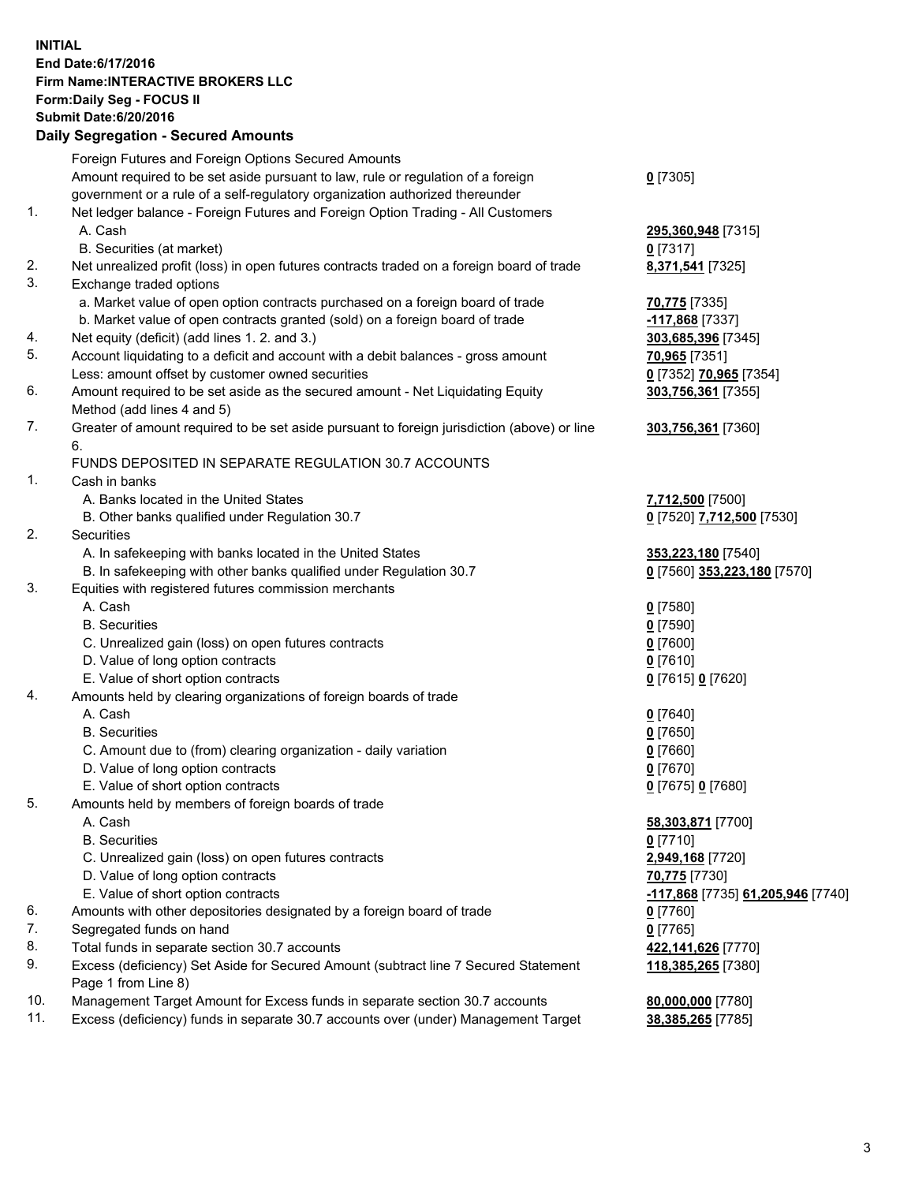**INITIAL**
**End Date:6/17/2016**
**Firm Name:INTERACTIVE BROKERS LLC**
**Form:Daily Seg - FOCUS II**
**Submit Date:6/20/2016**

## Daily Segregation - Secured Amounts

| | | |
|---|---|---|
| | Foreign Futures and Foreign Options Secured Amounts | |
| | Amount required to be set aside pursuant to law, rule or regulation of a foreign government or a rule of a self-regulatory organization authorized thereunder | **0** [7305] |
| 1. | Net ledger balance - Foreign Futures and Foreign Option Trading - All Customers | |
| | A. Cash | **295,360,948** [7315] |
| | B. Securities (at market) | **0** [7317] |
| 2. | Net unrealized profit (loss) in open futures contracts traded on a foreign board of trade | **8,371,541** [7325] |
| 3. | Exchange traded options | |
| | a. Market value of open option contracts purchased on a foreign board of trade | **70,775** [7335] |
| | b. Market value of open contracts granted (sold) on a foreign board of trade | **-117,868** [7337] |
| 4. | Net equity (deficit) (add lines 1. 2. and 3.) | **303,685,396** [7345] |
| 5. | Account liquidating to a deficit and account with a debit balances - gross amount | **70,965** [7351] |
| | Less: amount offset by customer owned securities | **0** [7352] **70,965** [7354] |
| 6. | Amount required to be set aside as the secured amount - Net Liquidating Equity Method (add lines 4 and 5) | **303,756,361** [7355] |
| 7. | Greater of amount required to be set aside pursuant to foreign jurisdiction (above) or line 6. | **303,756,361** [7360] |
| | FUNDS DEPOSITED IN SEPARATE REGULATION 30.7 ACCOUNTS | |
| 1. | Cash in banks | |
| | A. Banks located in the United States | **7,712,500** [7500] |
| | B. Other banks qualified under Regulation 30.7 | **0** [7520] **7,712,500** [7530] |
| 2. | Securities | |
| | A. In safekeeping with banks located in the United States | **353,223,180** [7540] |
| | B. In safekeeping with other banks qualified under Regulation 30.7 | **0** [7560] **353,223,180** [7570] |
| 3. | Equities with registered futures commission merchants | |
| | A. Cash | **0** [7580] |
| | B. Securities | **0** [7590] |
| | C. Unrealized gain (loss) on open futures contracts | **0** [7600] |
| | D. Value of long option contracts | **0** [7610] |
| | E. Value of short option contracts | **0** [7615] **0** [7620] |
| 4. | Amounts held by clearing organizations of foreign boards of trade | |
| | A. Cash | **0** [7640] |
| | B. Securities | **0** [7650] |
| | C. Amount due to (from) clearing organization - daily variation | **0** [7660] |
| | D. Value of long option contracts | **0** [7670] |
| | E. Value of short option contracts | **0** [7675] **0** [7680] |
| 5. | Amounts held by members of foreign boards of trade | |
| | A. Cash | **58,303,871** [7700] |
| | B. Securities | **0** [7710] |
| | C. Unrealized gain (loss) on open futures contracts | **2,949,168** [7720] |
| | D. Value of long option contracts | **70,775** [7730] |
| | E. Value of short option contracts | **-117,868** [7735] **61,205,946** [7740] |
| 6. | Amounts with other depositories designated by a foreign board of trade | **0** [7760] |
| 7. | Segregated funds on hand | **0** [7765] |
| 8. | Total funds in separate section 30.7 accounts | **422,141,626** [7770] |
| 9. | Excess (deficiency) Set Aside for Secured Amount (subtract line 7 Secured Statement Page 1 from Line 8) | **118,385,265** [7380] |
| 10. | Management Target Amount for Excess funds in separate section 30.7 accounts | **80,000,000** [7780] |
| 11. | Excess (deficiency) funds in separate 30.7 accounts over (under) Management Target | **38,385,265** [7785] |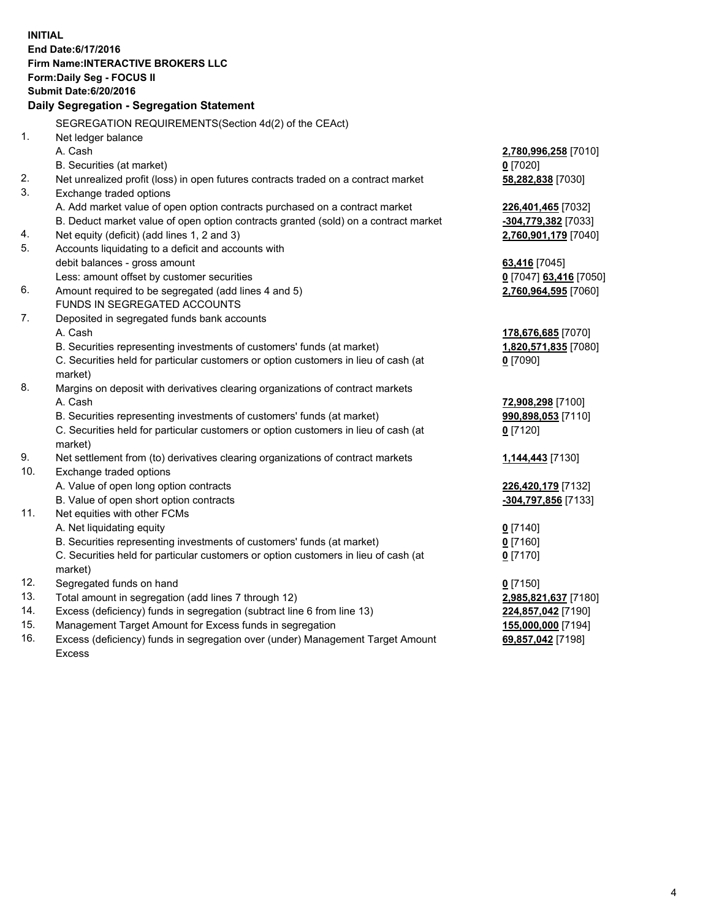**INITIAL**
**End Date:6/17/2016**
**Firm Name:INTERACTIVE BROKERS LLC**
**Form:Daily Seg - FOCUS II**
**Submit Date:6/20/2016**

**Daily Segregation - Segregation Statement**

| | | |
|---|---|---|
| | SEGREGATION REQUIREMENTS(Section 4d(2) of the CEAct) | |
| 1. | Net ledger balance | |
| | A. Cash | **2,780,996,258** [7010] |
| | B. Securities (at market) | **0** [7020] |
| 2. | Net unrealized profit (loss) in open futures contracts traded on a contract market | **58,282,838** [7030] |
| 3. | Exchange traded options | |
| | A. Add market value of open option contracts purchased on a contract market | **226,401,465** [7032] |
| | B. Deduct market value of open option contracts granted (sold) on a contract market | **-304,779,382** [7033] |
| 4. | Net equity (deficit) (add lines 1, 2 and 3) | **2,760,901,179** [7040] |
| 5. | Accounts liquidating to a deficit and accounts with | |
| | debit balances - gross amount | **63,416** [7045] |
| | Less: amount offset by customer securities | **0** [7047] **63,416** [7050] |
| 6. | Amount required to be segregated (add lines 4 and 5) | **2,760,964,595** [7060] |
| | FUNDS IN SEGREGATED ACCOUNTS | |
| 7. | Deposited in segregated funds bank accounts | |
| | A. Cash | **178,676,685** [7070] |
| | B. Securities representing investments of customers' funds (at market) | **1,820,571,835** [7080] |
| | C. Securities held for particular customers or option customers in lieu of cash (at market) | **0** [7090] |
| 8. | Margins on deposit with derivatives clearing organizations of contract markets | |
| | A. Cash | **72,908,298** [7100] |
| | B. Securities representing investments of customers' funds (at market) | **990,898,053** [7110] |
| | C. Securities held for particular customers or option customers in lieu of cash (at market) | **0** [7120] |
| 9. | Net settlement from (to) derivatives clearing organizations of contract markets | **1,144,443** [7130] |
| 10. | Exchange traded options | |
| | A. Value of open long option contracts | **226,420,179** [7132] |
| | B. Value of open short option contracts | **-304,797,856** [7133] |
| 11. | Net equities with other FCMs | |
| | A. Net liquidating equity | **0** [7140] |
| | B. Securities representing investments of customers' funds (at market) | **0** [7160] |
| | C. Securities held for particular customers or option customers in lieu of cash (at market) | **0** [7170] |
| 12. | Segregated funds on hand | **0** [7150] |
| 13. | Total amount in segregation (add lines 7 through 12) | **2,985,821,637** [7180] |
| 14. | Excess (deficiency) funds in segregation (subtract line 6 from line 13) | **224,857,042** [7190] |
| 15. | Management Target Amount for Excess funds in segregation | **155,000,000** [7194] |
| 16. | Excess (deficiency) funds in segregation over (under) Management Target Amount Excess | **69,857,042** [7198] |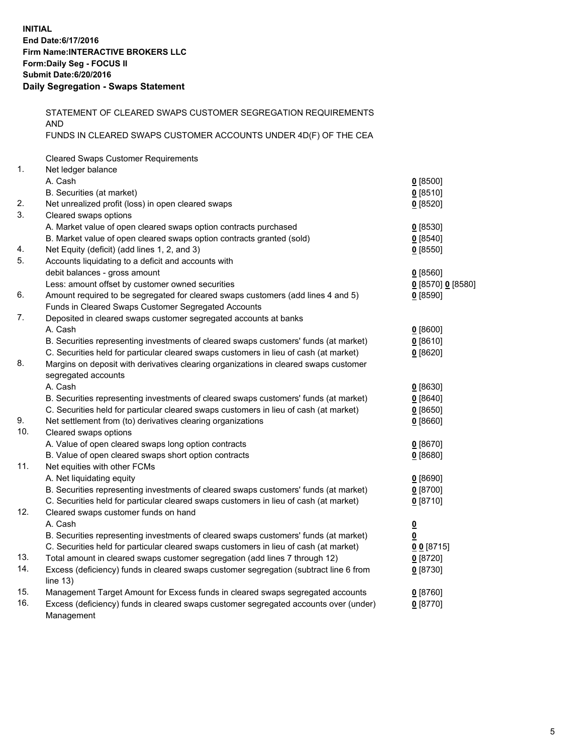**INITIAL**
**End Date:6/17/2016**
**Firm Name:INTERACTIVE BROKERS LLC**
**Form:Daily Seg - FOCUS II**
**Submit Date:6/20/2016**
**Daily Segregation - Swaps Statement**

STATEMENT OF CLEARED SWAPS CUSTOMER SEGREGATION REQUIREMENTS AND FUNDS IN CLEARED SWAPS CUSTOMER ACCOUNTS UNDER 4D(F) OF THE CEA

| | | |
|---|---|---|
| | Cleared Swaps Customer Requirements | |
| 1. | Net ledger balance | |
| | A. Cash | 0 [8500] |
| | B. Securities (at market) | 0 [8510] |
| 2. | Net unrealized profit (loss) in open cleared swaps | 0 [8520] |
| 3. | Cleared swaps options | |
| | A. Market value of open cleared swaps option contracts purchased | 0 [8530] |
| | B. Market value of open cleared swaps option contracts granted (sold) | 0 [8540] |
| 4. | Net Equity (deficit) (add lines 1, 2, and 3) | 0 [8550] |
| 5. | Accounts liquidating to a deficit and accounts with debit balances - gross amount | 0 [8560] |
| | Less: amount offset by customer owned securities | 0 [8570] 0 [8580] |
| 6. | Amount required to be segregated for cleared swaps customers (add lines 4 and 5) | 0 [8590] |
| | Funds in Cleared Swaps Customer Segregated Accounts | |
| 7. | Deposited in cleared swaps customer segregated accounts at banks | |
| | A. Cash | 0 [8600] |
| | B. Securities representing investments of cleared swaps customers' funds (at market) | 0 [8610] |
| | C. Securities held for particular cleared swaps customers in lieu of cash (at market) | 0 [8620] |
| 8. | Margins on deposit with derivatives clearing organizations in cleared swaps customer segregated accounts | |
| | A. Cash | 0 [8630] |
| | B. Securities representing investments of cleared swaps customers' funds (at market) | 0 [8640] |
| | C. Securities held for particular cleared swaps customers in lieu of cash (at market) | 0 [8650] |
| 9. | Net settlement from (to) derivatives clearing organizations | 0 [8660] |
| 10. | Cleared swaps options | |
| | A. Value of open cleared swaps long option contracts | 0 [8670] |
| | B. Value of open cleared swaps short option contracts | 0 [8680] |
| 11. | Net equities with other FCMs | |
| | A. Net liquidating equity | 0 [8690] |
| | B. Securities representing investments of cleared swaps customers' funds (at market) | 0 [8700] |
| | C. Securities held for particular cleared swaps customers in lieu of cash (at market) | 0 [8710] |
| 12. | Cleared swaps customer funds on hand | |
| | A. Cash | 0 |
| | B. Securities representing investments of cleared swaps customers' funds (at market) | 0 |
| | C. Securities held for particular cleared swaps customers in lieu of cash (at market) | 0 0 [8715] |
| 13. | Total amount in cleared swaps customer segregation (add lines 7 through 12) | 0 [8720] |
| 14. | Excess (deficiency) funds in cleared swaps customer segregation (subtract line 6 from line 13) | 0 [8730] |
| 15. | Management Target Amount for Excess funds in cleared swaps segregated accounts | 0 [8760] |
| 16. | Excess (deficiency) funds in cleared swaps customer segregated accounts over (under) Management | 0 [8770] |